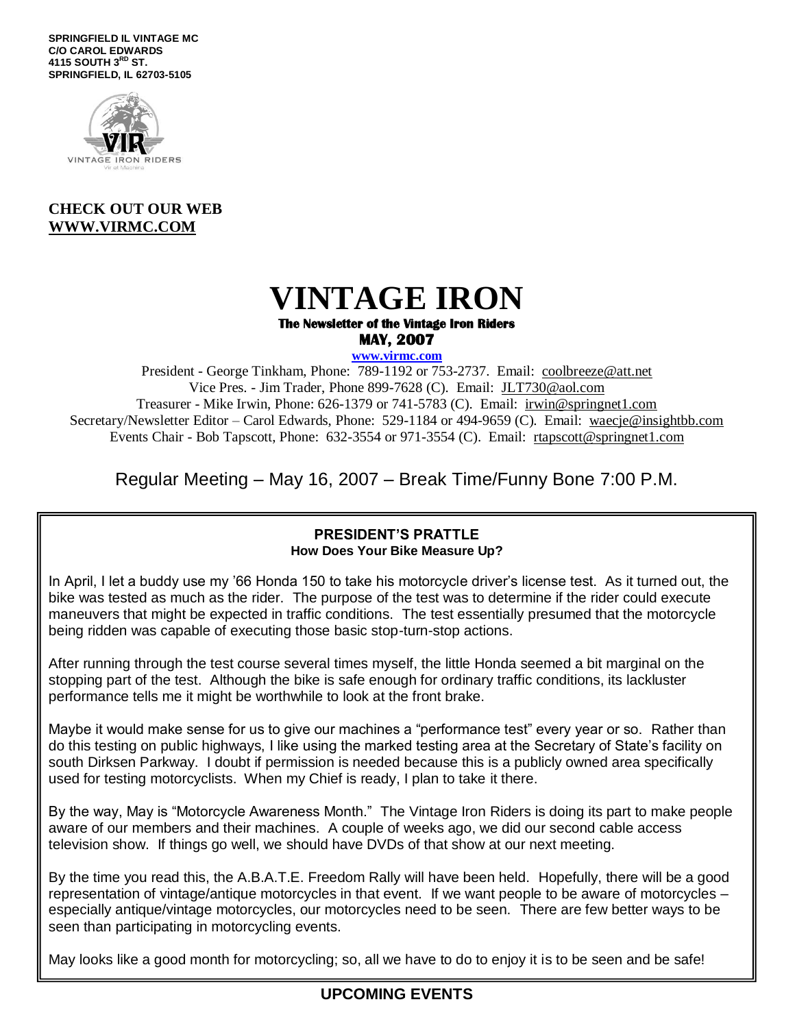**SPRINGFIELD IL VINTAGE MC**
**C/O CAROL EDWARDS**
**4115 SOUTH 3RD ST.**
**SPRINGFIELD, IL 62703-5105**

VINTAGE IRON RIDERS

**CHECK OUT OUR WEB**
**WWW.VIRMC.COM**

# VINTAGE IRON

**The Newsletter of the Vintage Iron Riders**

**MAY, 2007**

**www.virmc.com**

President - George Tinkham, Phone: 789-1192 or 753-2737. Email: coolbreeze@att.net
Vice Pres. - Jim Trader, Phone 899-7628 (C). Email: JLT730@aol.com
Treasurer - Mike Irwin, Phone: 626-1379 or 741-5783 (C). Email: irwin@springnet1.com
Secretary/Newsletter Editor – Carol Edwards, Phone: 529-1184 or 494-9659 (C). Email: waecje@insightbb.com
Events Chair - Bob Tapscott, Phone: 632-3554 or 971-3554 (C). Email: rtapscott@springnet1.com

Regular Meeting – May 16, 2007 – Break Time/Funny Bone 7:00 P.M.

## PRESIDENT'S PRATTLE

**How Does Your Bike Measure Up?**

In April, I let a buddy use my '66 Honda 150 to take his motorcycle driver's license test. As it turned out, the bike was tested as much as the rider. The purpose of the test was to determine if the rider could execute maneuvers that might be expected in traffic conditions. The test essentially presumed that the motorcycle being ridden was capable of executing those basic stop-turn-stop actions.

After running through the test course several times myself, the little Honda seemed a bit marginal on the stopping part of the test. Although the bike is safe enough for ordinary traffic conditions, its lackluster performance tells me it might be worthwhile to look at the front brake.

Maybe it would make sense for us to give our machines a "performance test" every year or so. Rather than do this testing on public highways, I like using the marked testing area at the Secretary of State's facility on south Dirksen Parkway. I doubt if permission is needed because this is a publicly owned area specifically used for testing motorcyclists. When my Chief is ready, I plan to take it there.

By the way, May is "Motorcycle Awareness Month." The Vintage Iron Riders is doing its part to make people aware of our members and their machines. A couple of weeks ago, we did our second cable access television show. If things go well, we should have DVDs of that show at our next meeting.

By the time you read this, the A.B.A.T.E. Freedom Rally will have been held. Hopefully, there will be a good representation of vintage/antique motorcycles in that event. If we want people to be aware of motorcycles – especially antique/vintage motorcycles, our motorcycles need to be seen. There are few better ways to be seen than participating in motorcycling events.

May looks like a good month for motorcycling; so, all we have to do to enjoy it is to be seen and be safe!

## UPCOMING EVENTS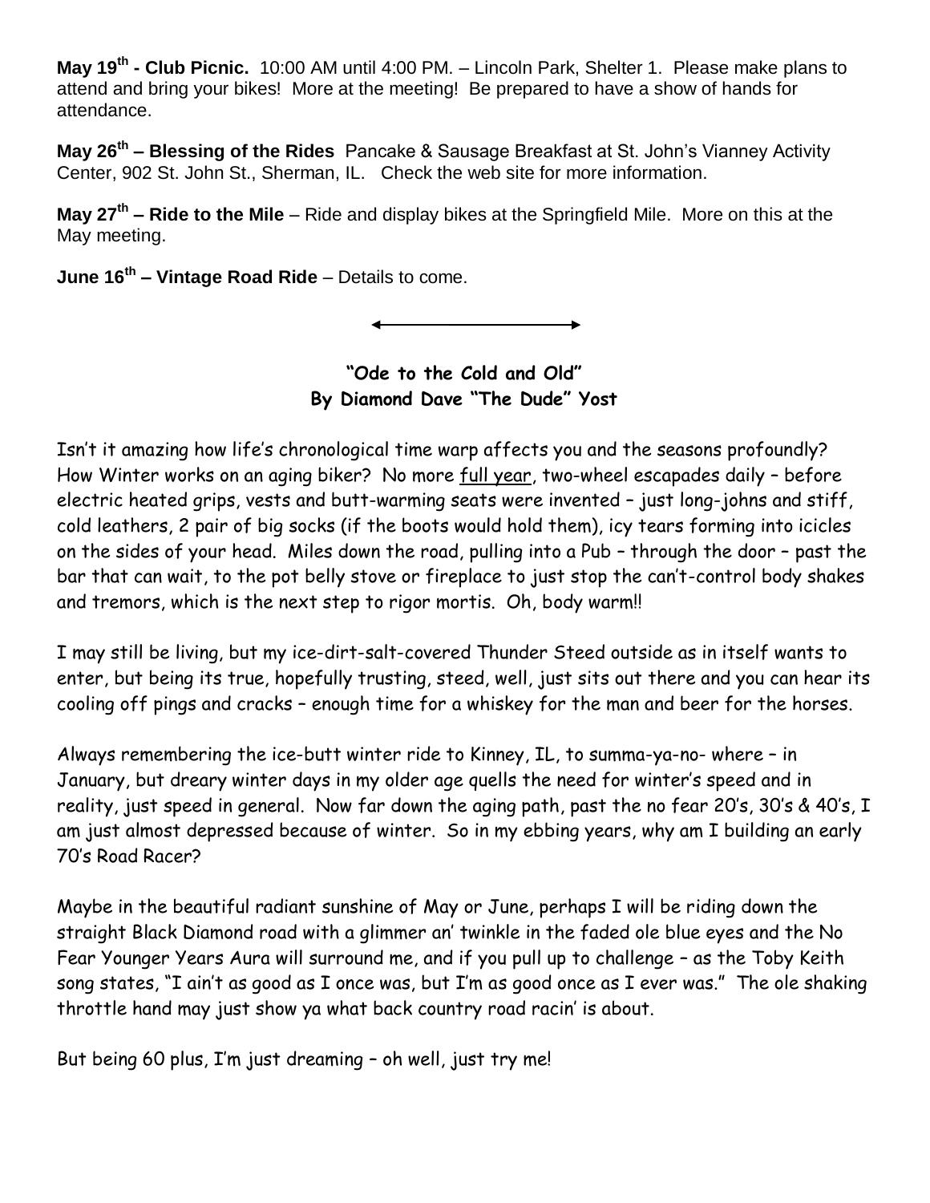**May 19th - Club Picnic.** 10:00 AM until 4:00 PM. – Lincoln Park, Shelter 1. Please make plans to attend and bring your bikes! More at the meeting! Be prepared to have a show of hands for attendance.

**May 26th – Blessing of the Rides** Pancake & Sausage Breakfast at St. John's Vianney Activity Center, 902 St. John St., Sherman, IL. Check the web site for more information.

**May 27th – Ride to the Mile** – Ride and display bikes at the Springfield Mile. More on this at the May meeting.

**June 16th – Vintage Road Ride** – Details to come.

**"Ode to the Cold and Old"**
**By Diamond Dave "The Dude" Yost**

Isn't it amazing how life's chronological time warp affects you and the seasons profoundly? How Winter works on an aging biker? No more full year, two-wheel escapades daily – before electric heated grips, vests and butt-warming seats were invented – just long-johns and stiff, cold leathers, 2 pair of big socks (if the boots would hold them), icy tears forming into icicles on the sides of your head. Miles down the road, pulling into a Pub – through the door – past the bar that can wait, to the pot belly stove or fireplace to just stop the can't-control body shakes and tremors, which is the next step to rigor mortis. Oh, body warm!!

I may still be living, but my ice-dirt-salt-covered Thunder Steed outside as in itself wants to enter, but being its true, hopefully trusting, steed, well, just sits out there and you can hear its cooling off pings and cracks – enough time for a whiskey for the man and beer for the horses.

Always remembering the ice-butt winter ride to Kinney, IL, to summa-ya-no- where – in January, but dreary winter days in my older age quells the need for winter's speed and in reality, just speed in general. Now far down the aging path, past the no fear 20's, 30's & 40's, I am just almost depressed because of winter. So in my ebbing years, why am I building an early 70's Road Racer?

Maybe in the beautiful radiant sunshine of May or June, perhaps I will be riding down the straight Black Diamond road with a glimmer an' twinkle in the faded ole blue eyes and the No Fear Younger Years Aura will surround me, and if you pull up to challenge – as the Toby Keith song states, "I ain't as good as I once was, but I'm as good once as I ever was." The ole shaking throttle hand may just show ya what back country road racin' is about.

But being 60 plus, I'm just dreaming – oh well, just try me!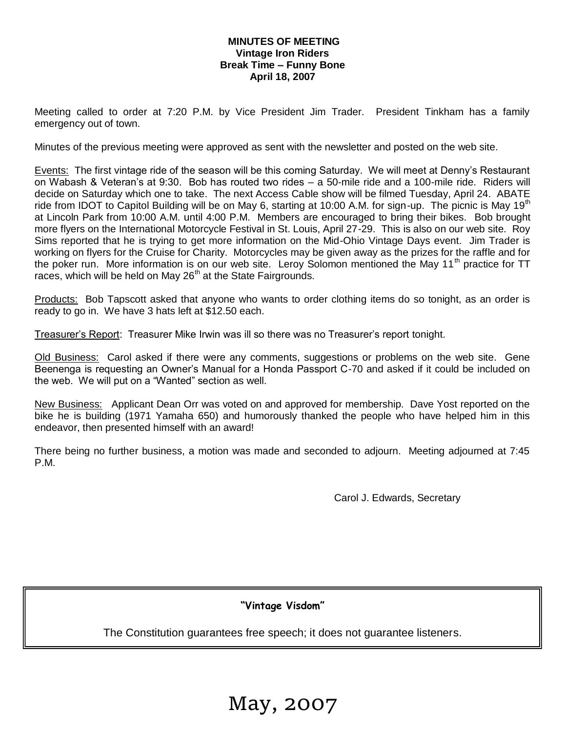**MINUTES OF MEETING**
**Vintage Iron Riders**
**Break Time – Funny Bone**
**April 18, 2007**

Meeting called to order at 7:20 P.M. by Vice President Jim Trader. President Tinkham has a family emergency out of town.

Minutes of the previous meeting were approved as sent with the newsletter and posted on the web site.

Events: The first vintage ride of the season will be this coming Saturday. We will meet at Denny's Restaurant on Wabash & Veteran's at 9:30. Bob has routed two rides – a 50-mile ride and a 100-mile ride. Riders will decide on Saturday which one to take. The next Access Cable show will be filmed Tuesday, April 24. ABATE ride from IDOT to Capitol Building will be on May 6, starting at 10:00 A.M. for sign-up. The picnic is May 19th at Lincoln Park from 10:00 A.M. until 4:00 P.M. Members are encouraged to bring their bikes. Bob brought more flyers on the International Motorcycle Festival in St. Louis, April 27-29. This is also on our web site. Roy Sims reported that he is trying to get more information on the Mid-Ohio Vintage Days event. Jim Trader is working on flyers for the Cruise for Charity. Motorcycles may be given away as the prizes for the raffle and for the poker run. More information is on our web site. Leroy Solomon mentioned the May 11th practice for TT races, which will be held on May 26th at the State Fairgrounds.

Products: Bob Tapscott asked that anyone who wants to order clothing items do so tonight, as an order is ready to go in. We have 3 hats left at $12.50 each.

Treasurer's Report: Treasurer Mike Irwin was ill so there was no Treasurer's report tonight.

Old Business: Carol asked if there were any comments, suggestions or problems on the web site. Gene Beenenga is requesting an Owner's Manual for a Honda Passport C-70 and asked if it could be included on the web. We will put on a "Wanted" section as well.

New Business: Applicant Dean Orr was voted on and approved for membership. Dave Yost reported on the bike he is building (1971 Yamaha 650) and humorously thanked the people who have helped him in this endeavor, then presented himself with an award!

There being no further business, a motion was made and seconded to adjourn. Meeting adjourned at 7:45 P.M.

Carol J. Edwards, Secretary

**"Vintage Visdom"**

The Constitution guarantees free speech; it does not guarantee listeners.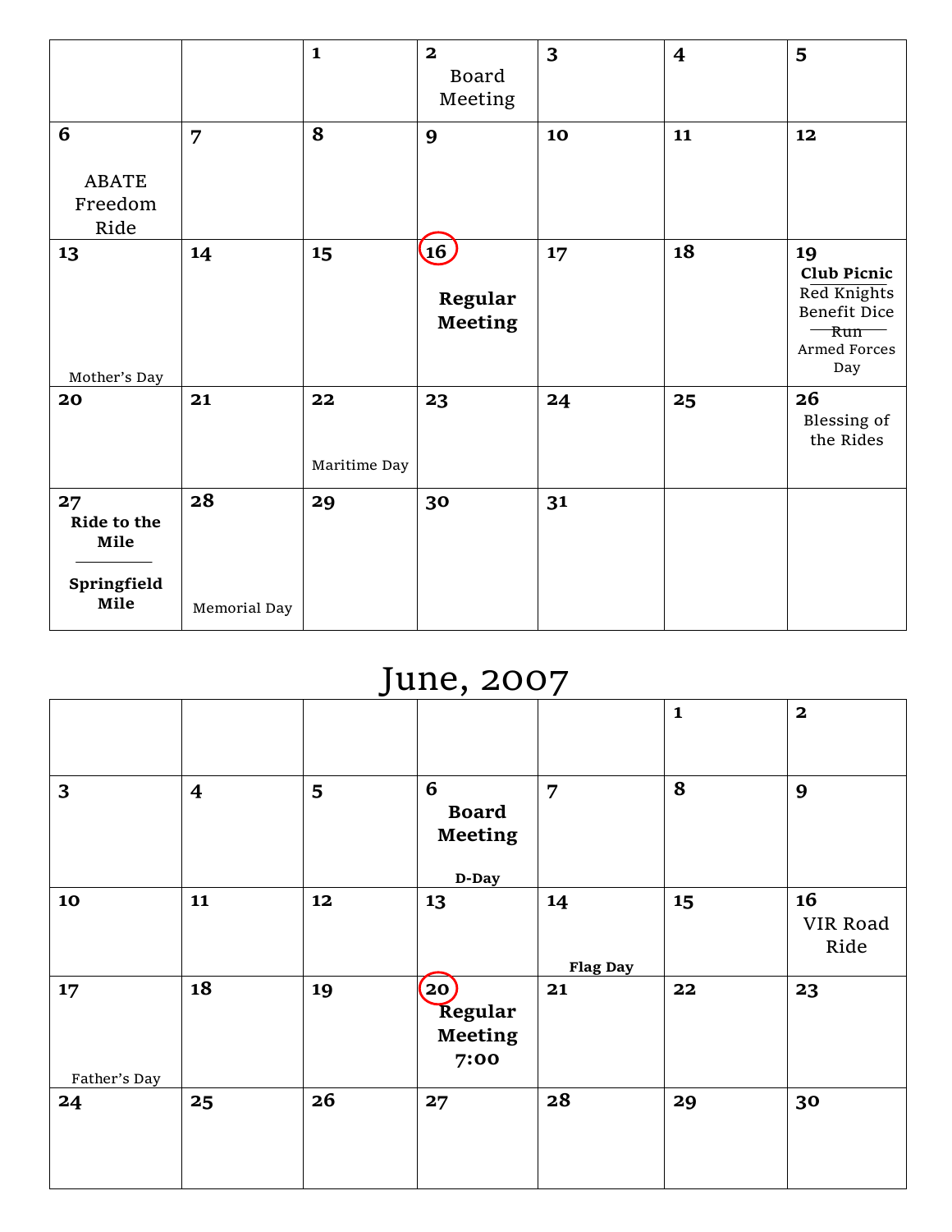| | | | | | | |
|---|---|---|---|---|---|---|
| | | 1 | 2 Board Meeting | 3 | 4 | 5 |
| 6 ABATE Freedom Ride | 7 | 8 | 9 | 10 | 11 | 12 |
| 13 Mother's Day | 14 | 15 | 16 **Regular Meeting** | 17 | 18 | 19 **Club Picnic** Red Knights Benefit Dice Run Armed Forces Day |
| 20 | 21 | 22 Maritime Day | 23 | 24 | 25 | 26 Blessing of the Rides |
| 27 **Ride to the Mile** **Springfield Mile** | 28 Memorial Day | 29 | 30 | 31 | | |

# June, 2007

| | | | | | | |
|---|---|---|---|---|---|---|
| | | | | | 1 | 2 |
| 3 | 4 | 5 | 6 **Board Meeting** **D-Day** | 7 | 8 | 9 |
| 10 | 11 | 12 | 13 | 14 **Flag Day** | 15 | 16 VIR Road Ride |
| 17 Father's Day | 18 | 19 | 20 **Regular Meeting 7:00** | 21 | 22 | 23 |
| 24 | 25 | 26 | 27 | 28 | 29 | 30 |